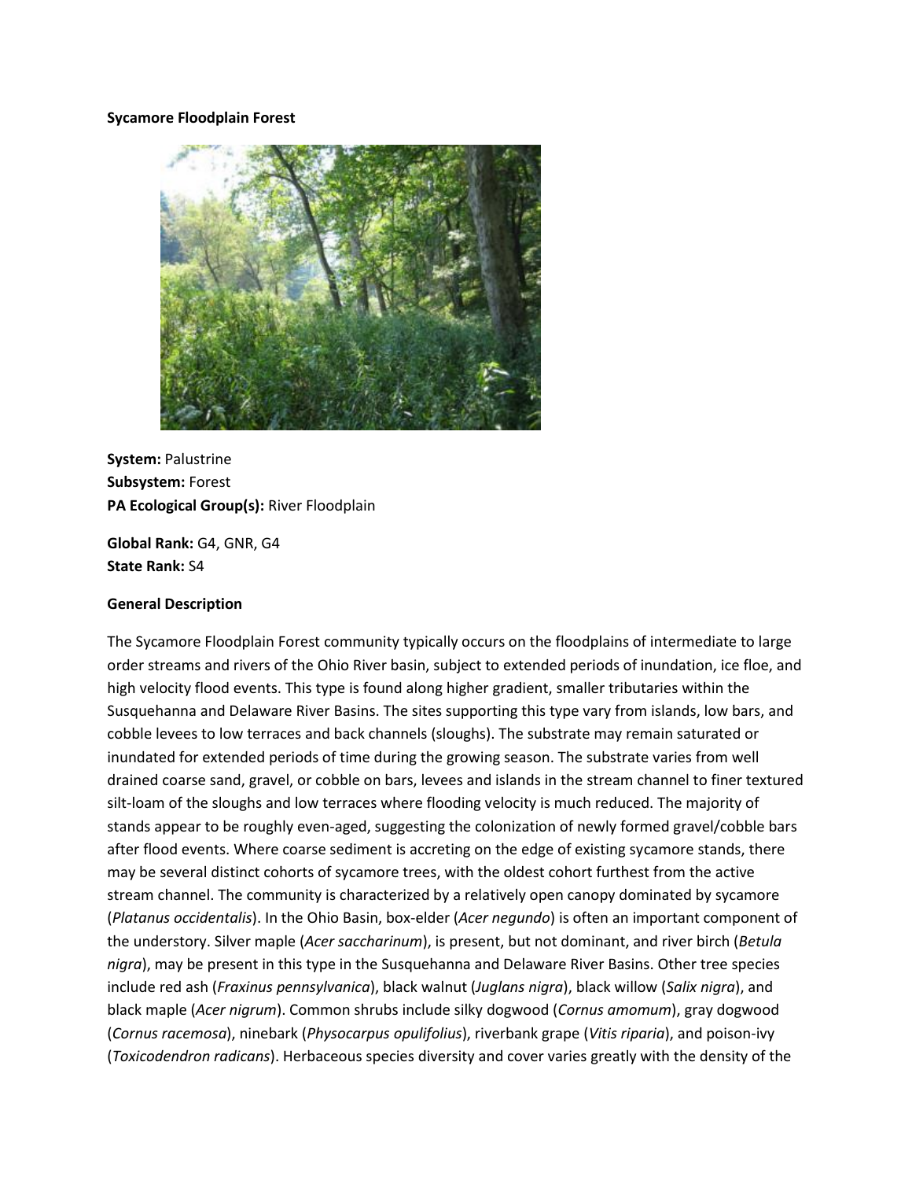**Sycamore Floodplain Forest**

**System:** Palustrine
**Subsystem:** Forest
**PA Ecological Group(s):** River Floodplain

**Global Rank:** G4, GNR, G4
**State Rank:** S4

**General Description**

The Sycamore Floodplain Forest community typically occurs on the floodplains of intermediate to large order streams and rivers of the Ohio River basin, subject to extended periods of inundation, ice floe, and high velocity flood events. This type is found along higher gradient, smaller tributaries within the Susquehanna and Delaware River Basins. The sites supporting this type vary from islands, low bars, and cobble levees to low terraces and back channels (sloughs). The substrate may remain saturated or inundated for extended periods of time during the growing season. The substrate varies from well drained coarse sand, gravel, or cobble on bars, levees and islands in the stream channel to finer textured silt-loam of the sloughs and low terraces where flooding velocity is much reduced. The majority of stands appear to be roughly even-aged, suggesting the colonization of newly formed gravel/cobble bars after flood events. Where coarse sediment is accreting on the edge of existing sycamore stands, there may be several distinct cohorts of sycamore trees, with the oldest cohort furthest from the active stream channel. The community is characterized by a relatively open canopy dominated by sycamore (*Platanus occidentalis*). In the Ohio Basin, box-elder (*Acer negundo*) is often an important component of the understory. Silver maple (*Acer saccharinum*), is present, but not dominant, and river birch (*Betula nigra*), may be present in this type in the Susquehanna and Delaware River Basins. Other tree species include red ash (*Fraxinus pennsylvanica*), black walnut (*Juglans nigra*), black willow (*Salix nigra*), and black maple (*Acer nigrum*). Common shrubs include silky dogwood (*Cornus amomum*), gray dogwood (*Cornus racemosa*), ninebark (*Physocarpus opulifolius*), riverbank grape (*Vitis riparia*), and poison-ivy (*Toxicodendron radicans*). Herbaceous species diversity and cover varies greatly with the density of the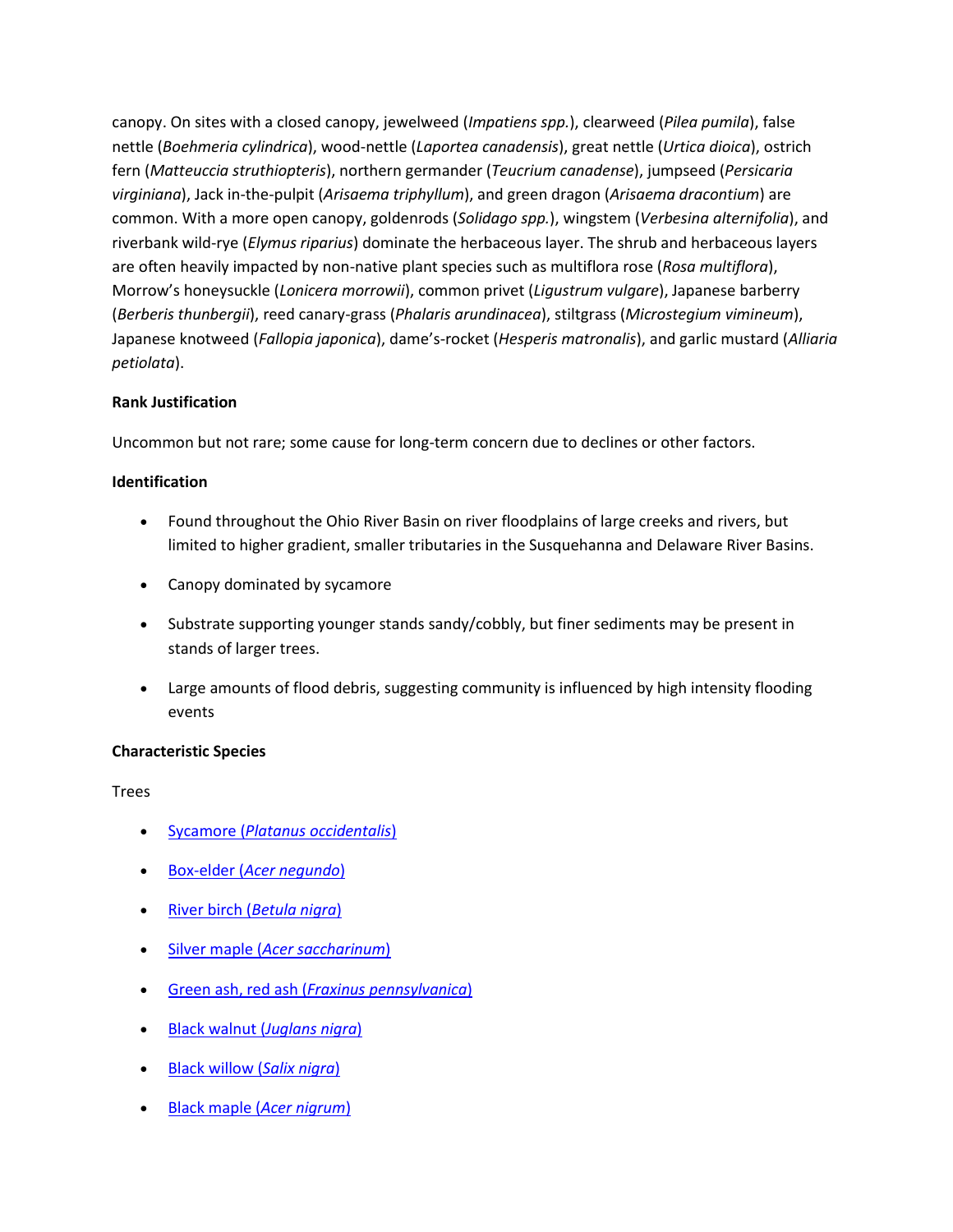canopy. On sites with a closed canopy, jewelweed (*Impatiens spp.*), clearweed (*Pilea pumila*), false nettle (*Boehmeria cylindrica*), wood-nettle (*Laportea canadensis*), great nettle (*Urtica dioica*), ostrich fern (*Matteuccia struthiopteris*), northern germander (*Teucrium canadense*), jumpseed (*Persicaria virginiana*), Jack in-the-pulpit (*Arisaema triphyllum*), and green dragon (*Arisaema dracontium*) are common. With a more open canopy, goldenrods (*Solidago spp.*), wingstem (*Verbesina alternifolia*), and riverbank wild-rye (*Elymus riparius*) dominate the herbaceous layer. The shrub and herbaceous layers are often heavily impacted by non-native plant species such as multiflora rose (*Rosa multiflora*), Morrow's honeysuckle (*Lonicera morrowii*), common privet (*Ligustrum vulgare*), Japanese barberry (*Berberis thunbergii*), reed canary-grass (*Phalaris arundinacea*), stiltgrass (*Microstegium vimineum*), Japanese knotweed (*Fallopia japonica*), dame's-rocket (*Hesperis matronalis*), and garlic mustard (*Alliaria petiolata*).

**Rank Justification**

Uncommon but not rare; some cause for long-term concern due to declines or other factors.

**Identification**

- Found throughout the Ohio River Basin on river floodplains of large creeks and rivers, but limited to higher gradient, smaller tributaries in the Susquehanna and Delaware River Basins.
- Canopy dominated by sycamore
- Substrate supporting younger stands sandy/cobbly, but finer sediments may be present in stands of larger trees.
- Large amounts of flood debris, suggesting community is influenced by high intensity flooding events

**Characteristic Species**

Trees

- Sycamore (*Platanus occidentalis*)
- Box-elder (*Acer negundo*)
- River birch (*Betula nigra*)
- Silver maple (*Acer saccharinum*)
- Green ash, red ash (*Fraxinus pennsylvanica*)
- Black walnut (*Juglans nigra*)
- Black willow (*Salix nigra*)
- Black maple (*Acer nigrum*)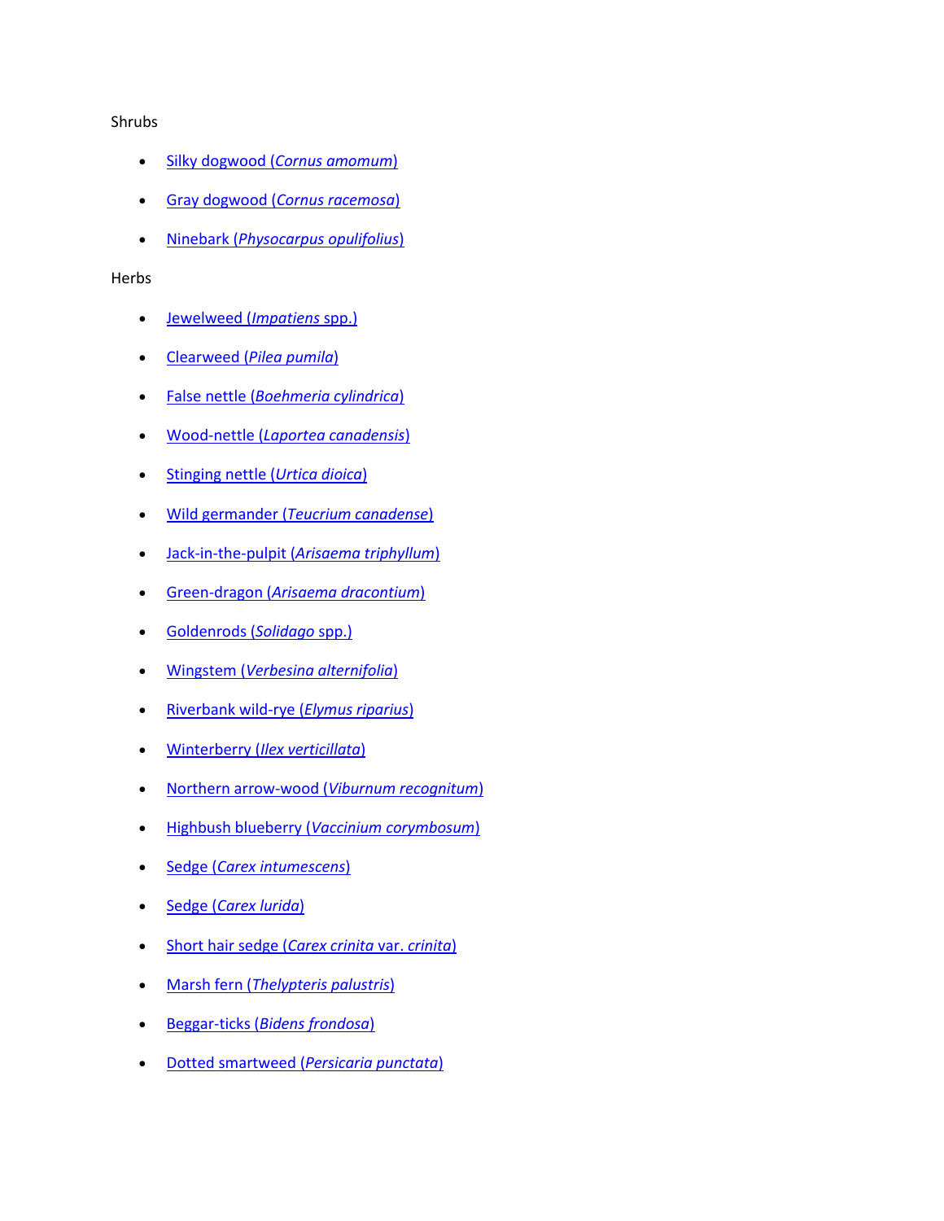Shrubs

- Silky dogwood (*Cornus amomum*)
- Gray dogwood (*Cornus racemosa*)
- Ninebark (*Physocarpus opulifolius*)

Herbs

- Jewelweed (*Impatiens* spp.)
- Clearweed (*Pilea pumila*)
- False nettle (*Boehmeria cylindrica*)
- Wood-nettle (*Laportea canadensis*)
- Stinging nettle (*Urtica dioica*)
- Wild germander (*Teucrium canadense*)
- Jack-in-the-pulpit (*Arisaema triphyllum*)
- Green-dragon (*Arisaema dracontium*)
- Goldenrods (*Solidago* spp.)
- Wingstem (*Verbesina alternifolia*)
- Riverbank wild-rye (*Elymus riparius*)
- Winterberry (*Ilex verticillata*)
- Northern arrow-wood (*Viburnum recognitum*)
- Highbush blueberry (*Vaccinium corymbosum*)
- Sedge (*Carex intumescens*)
- Sedge (*Carex lurida*)
- Short hair sedge (*Carex crinita* var. *crinita*)
- Marsh fern (*Thelypteris palustris*)
- Beggar-ticks (*Bidens frondosa*)
- Dotted smartweed (*Persicaria punctata*)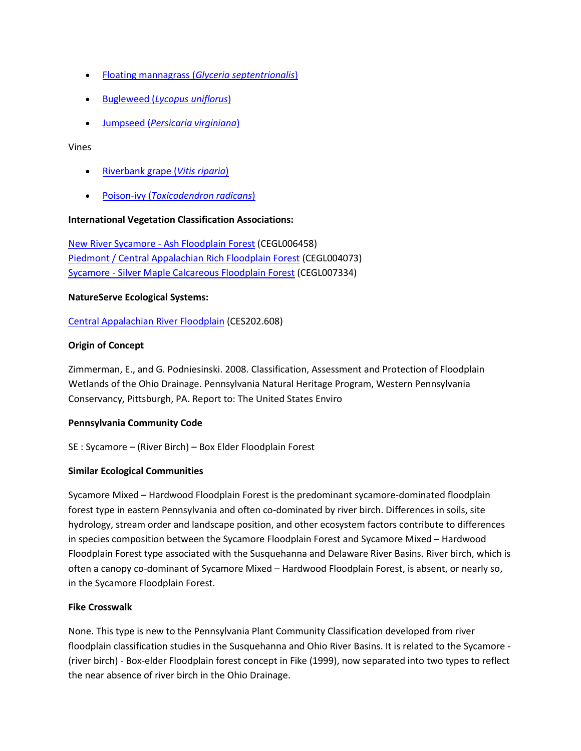- Floating mannagrass (*Glyceria septentrionalis*)
- Bugleweed (*Lycopus uniflorus*)
- Jumpseed (*Persicaria virginiana*)

Vines

- Riverbank grape (*Vitis riparia*)
- Poison-ivy (*Toxicodendron radicans*)

**International Vegetation Classification Associations:**

New River Sycamore - Ash Floodplain Forest (CEGL006458)
Piedmont / Central Appalachian Rich Floodplain Forest (CEGL004073)
Sycamore - Silver Maple Calcareous Floodplain Forest (CEGL007334)

**NatureServe Ecological Systems:**

Central Appalachian River Floodplain (CES202.608)

**Origin of Concept**

Zimmerman, E., and G. Podniesinski. 2008. Classification, Assessment and Protection of Floodplain Wetlands of the Ohio Drainage. Pennsylvania Natural Heritage Program, Western Pennsylvania Conservancy, Pittsburgh, PA. Report to: The United States Enviro

**Pennsylvania Community Code**

SE : Sycamore – (River Birch) – Box Elder Floodplain Forest

**Similar Ecological Communities**

Sycamore Mixed – Hardwood Floodplain Forest is the predominant sycamore-dominated floodplain forest type in eastern Pennsylvania and often co-dominated by river birch. Differences in soils, site hydrology, stream order and landscape position, and other ecosystem factors contribute to differences in species composition between the Sycamore Floodplain Forest and Sycamore Mixed – Hardwood Floodplain Forest type associated with the Susquehanna and Delaware River Basins. River birch, which is often a canopy co-dominant of Sycamore Mixed – Hardwood Floodplain Forest, is absent, or nearly so, in the Sycamore Floodplain Forest.

**Fike Crosswalk**

None. This type is new to the Pennsylvania Plant Community Classification developed from river floodplain classification studies in the Susquehanna and Ohio River Basins. It is related to the Sycamore - (river birch) - Box-elder Floodplain forest concept in Fike (1999), now separated into two types to reflect the near absence of river birch in the Ohio Drainage.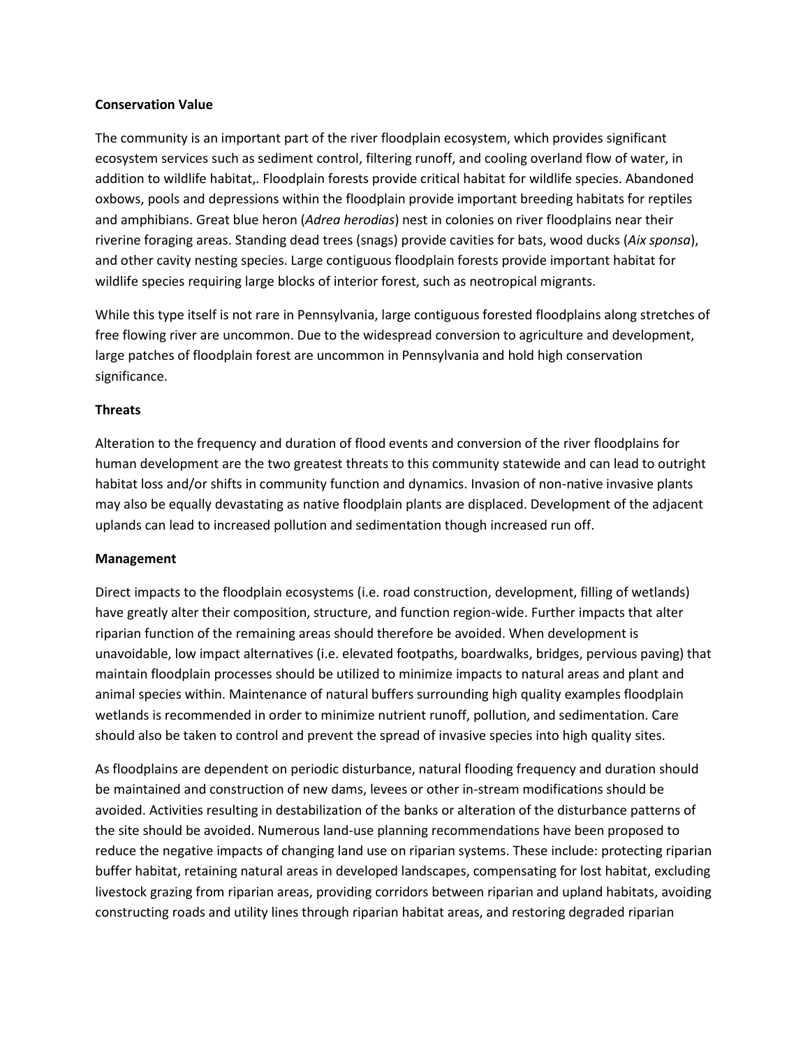**Conservation Value**

The community is an important part of the river floodplain ecosystem, which provides significant ecosystem services such as sediment control, filtering runoff, and cooling overland flow of water, in addition to wildlife habitat,. Floodplain forests provide critical habitat for wildlife species. Abandoned oxbows, pools and depressions within the floodplain provide important breeding habitats for reptiles and amphibians. Great blue heron (*Adrea herodias*) nest in colonies on river floodplains near their riverine foraging areas. Standing dead trees (snags) provide cavities for bats, wood ducks (*Aix sponsa*), and other cavity nesting species. Large contiguous floodplain forests provide important habitat for wildlife species requiring large blocks of interior forest, such as neotropical migrants.

While this type itself is not rare in Pennsylvania, large contiguous forested floodplains along stretches of free flowing river are uncommon. Due to the widespread conversion to agriculture and development, large patches of floodplain forest are uncommon in Pennsylvania and hold high conservation significance.

**Threats**

Alteration to the frequency and duration of flood events and conversion of the river floodplains for human development are the two greatest threats to this community statewide and can lead to outright habitat loss and/or shifts in community function and dynamics. Invasion of non-native invasive plants may also be equally devastating as native floodplain plants are displaced. Development of the adjacent uplands can lead to increased pollution and sedimentation though increased run off.

**Management**

Direct impacts to the floodplain ecosystems (i.e. road construction, development, filling of wetlands) have greatly alter their composition, structure, and function region-wide. Further impacts that alter riparian function of the remaining areas should therefore be avoided. When development is unavoidable, low impact alternatives (i.e. elevated footpaths, boardwalks, bridges, pervious paving) that maintain floodplain processes should be utilized to minimize impacts to natural areas and plant and animal species within. Maintenance of natural buffers surrounding high quality examples floodplain wetlands is recommended in order to minimize nutrient runoff, pollution, and sedimentation. Care should also be taken to control and prevent the spread of invasive species into high quality sites.

As floodplains are dependent on periodic disturbance, natural flooding frequency and duration should be maintained and construction of new dams, levees or other in-stream modifications should be avoided. Activities resulting in destabilization of the banks or alteration of the disturbance patterns of the site should be avoided. Numerous land-use planning recommendations have been proposed to reduce the negative impacts of changing land use on riparian systems. These include: protecting riparian buffer habitat, retaining natural areas in developed landscapes, compensating for lost habitat, excluding livestock grazing from riparian areas, providing corridors between riparian and upland habitats, avoiding constructing roads and utility lines through riparian habitat areas, and restoring degraded riparian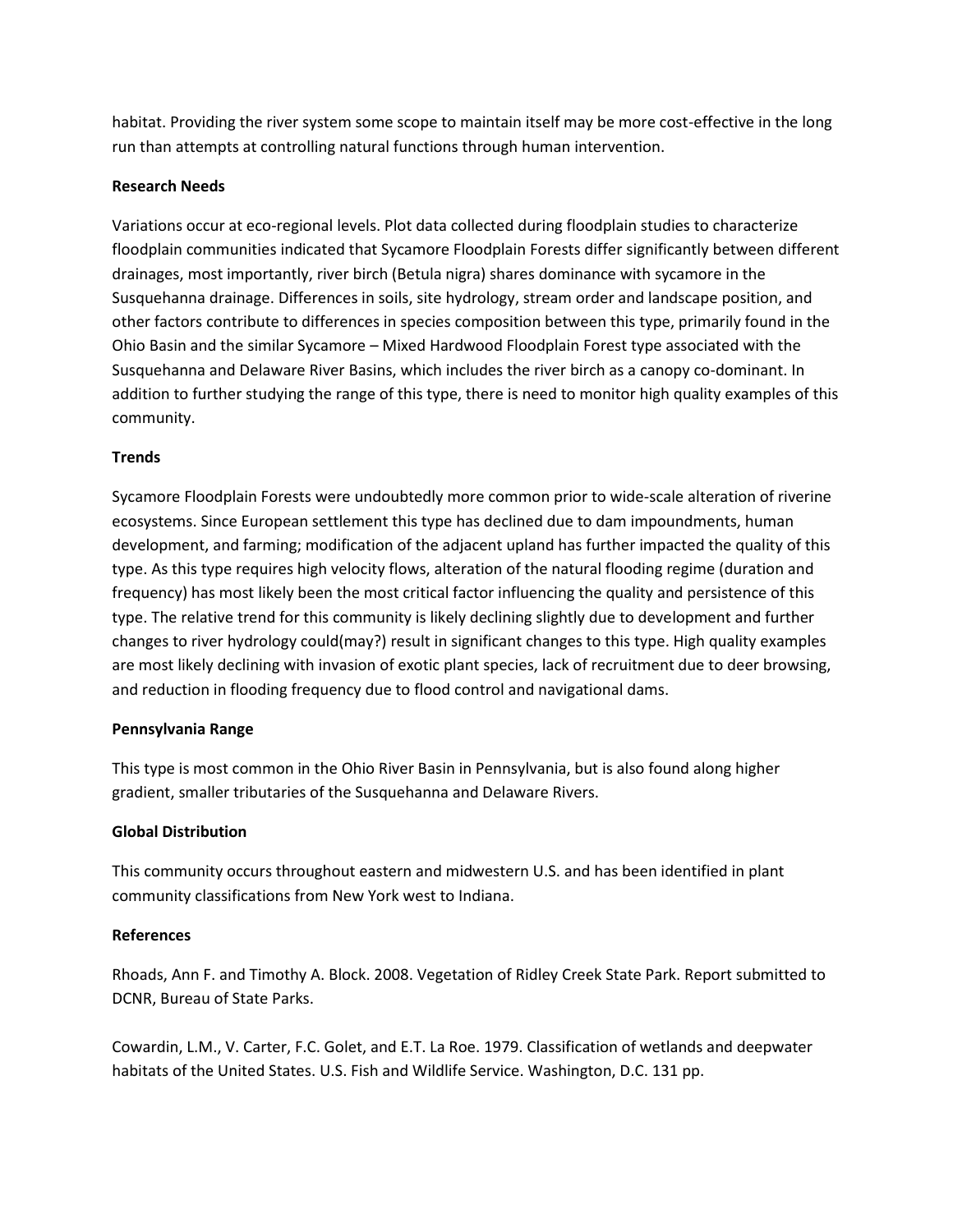habitat. Providing the river system some scope to maintain itself may be more cost-effective in the long run than attempts at controlling natural functions through human intervention.

**Research Needs**

Variations occur at eco-regional levels. Plot data collected during floodplain studies to characterize floodplain communities indicated that Sycamore Floodplain Forests differ significantly between different drainages, most importantly, river birch (Betula nigra) shares dominance with sycamore in the Susquehanna drainage. Differences in soils, site hydrology, stream order and landscape position, and other factors contribute to differences in species composition between this type, primarily found in the Ohio Basin and the similar Sycamore – Mixed Hardwood Floodplain Forest type associated with the Susquehanna and Delaware River Basins, which includes the river birch as a canopy co-dominant. In addition to further studying the range of this type, there is need to monitor high quality examples of this community.

**Trends**

Sycamore Floodplain Forests were undoubtedly more common prior to wide-scale alteration of riverine ecosystems. Since European settlement this type has declined due to dam impoundments, human development, and farming; modification of the adjacent upland has further impacted the quality of this type. As this type requires high velocity flows, alteration of the natural flooding regime (duration and frequency) has most likely been the most critical factor influencing the quality and persistence of this type. The relative trend for this community is likely declining slightly due to development and further changes to river hydrology could(may?) result in significant changes to this type. High quality examples are most likely declining with invasion of exotic plant species, lack of recruitment due to deer browsing, and reduction in flooding frequency due to flood control and navigational dams.

**Pennsylvania Range**

This type is most common in the Ohio River Basin in Pennsylvania, but is also found along higher gradient, smaller tributaries of the Susquehanna and Delaware Rivers.

**Global Distribution**

This community occurs throughout eastern and midwestern U.S. and has been identified in plant community classifications from New York west to Indiana.

**References**

Rhoads, Ann F. and Timothy A. Block. 2008. Vegetation of Ridley Creek State Park. Report submitted to DCNR, Bureau of State Parks.

Cowardin, L.M., V. Carter, F.C. Golet, and E.T. La Roe. 1979. Classification of wetlands and deepwater habitats of the United States. U.S. Fish and Wildlife Service. Washington, D.C. 131 pp.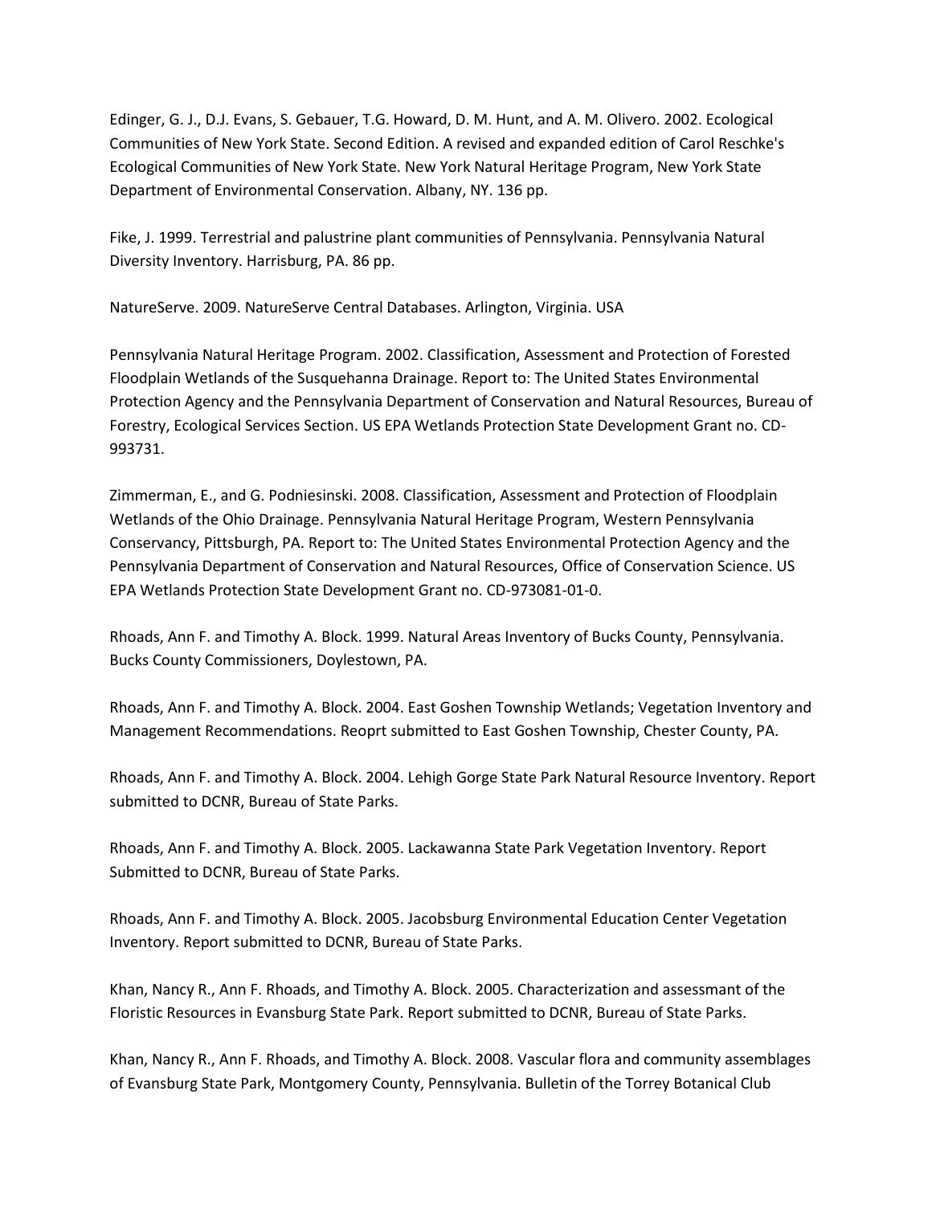Edinger, G. J., D.J. Evans, S. Gebauer, T.G. Howard, D. M. Hunt, and A. M. Olivero. 2002. Ecological Communities of New York State. Second Edition. A revised and expanded edition of Carol Reschke's Ecological Communities of New York State. New York Natural Heritage Program, New York State Department of Environmental Conservation. Albany, NY. 136 pp.

Fike, J. 1999. Terrestrial and palustrine plant communities of Pennsylvania. Pennsylvania Natural Diversity Inventory. Harrisburg, PA. 86 pp.

NatureServe. 2009. NatureServe Central Databases. Arlington, Virginia. USA

Pennsylvania Natural Heritage Program. 2002. Classification, Assessment and Protection of Forested Floodplain Wetlands of the Susquehanna Drainage. Report to: The United States Environmental Protection Agency and the Pennsylvania Department of Conservation and Natural Resources, Bureau of Forestry, Ecological Services Section. US EPA Wetlands Protection State Development Grant no. CD-993731.

Zimmerman, E., and G. Podniesinski. 2008. Classification, Assessment and Protection of Floodplain Wetlands of the Ohio Drainage. Pennsylvania Natural Heritage Program, Western Pennsylvania Conservancy, Pittsburgh, PA. Report to: The United States Environmental Protection Agency and the Pennsylvania Department of Conservation and Natural Resources, Office of Conservation Science. US EPA Wetlands Protection State Development Grant no. CD-973081-01-0.

Rhoads, Ann F. and Timothy A. Block. 1999. Natural Areas Inventory of Bucks County, Pennsylvania. Bucks County Commissioners, Doylestown, PA.

Rhoads, Ann F. and Timothy A. Block. 2004. East Goshen Township Wetlands; Vegetation Inventory and Management Recommendations. Reoprt submitted to East Goshen Township, Chester County, PA.

Rhoads, Ann F. and Timothy A. Block. 2004. Lehigh Gorge State Park Natural Resource Inventory. Report submitted to DCNR, Bureau of State Parks.

Rhoads, Ann F. and Timothy A. Block. 2005. Lackawanna State Park Vegetation Inventory. Report Submitted to DCNR, Bureau of State Parks.

Rhoads, Ann F. and Timothy A. Block. 2005. Jacobsburg Environmental Education Center Vegetation Inventory. Report submitted to DCNR, Bureau of State Parks.

Khan, Nancy R., Ann F. Rhoads, and Timothy A. Block. 2005. Characterization and assessmant of the Floristic Resources in Evansburg State Park. Report submitted to DCNR, Bureau of State Parks.

Khan, Nancy R., Ann F. Rhoads, and Timothy A. Block. 2008. Vascular flora and community assemblages of Evansburg State Park, Montgomery County, Pennsylvania. Bulletin of the Torrey Botanical Club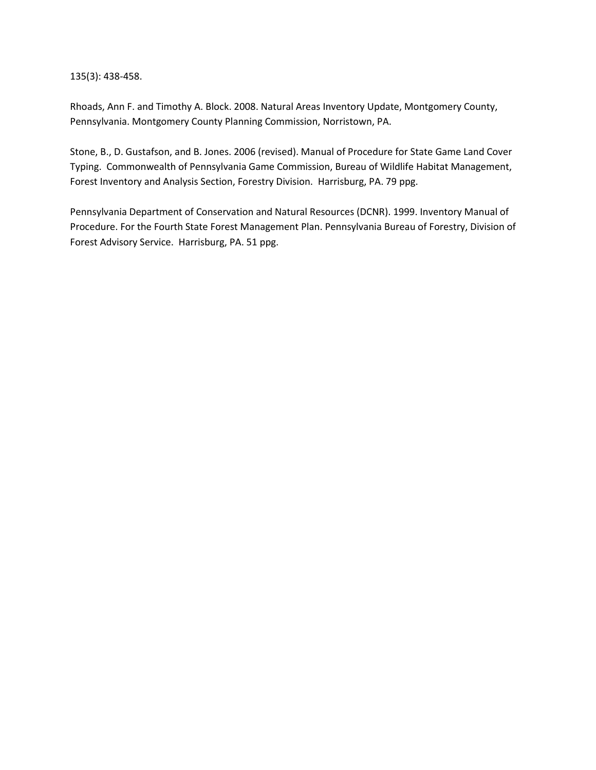135(3): 438-458.

Rhoads, Ann F. and Timothy A. Block. 2008. Natural Areas Inventory Update, Montgomery County, Pennsylvania. Montgomery County Planning Commission, Norristown, PA.

Stone, B., D. Gustafson, and B. Jones. 2006 (revised). Manual of Procedure for State Game Land Cover Typing. Commonwealth of Pennsylvania Game Commission, Bureau of Wildlife Habitat Management, Forest Inventory and Analysis Section, Forestry Division. Harrisburg, PA. 79 ppg.

Pennsylvania Department of Conservation and Natural Resources (DCNR). 1999. Inventory Manual of Procedure. For the Fourth State Forest Management Plan. Pennsylvania Bureau of Forestry, Division of Forest Advisory Service. Harrisburg, PA. 51 ppg.